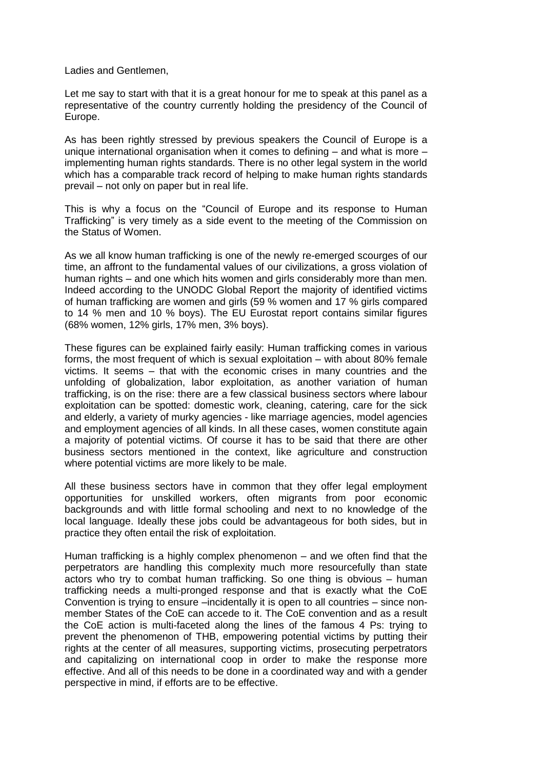Ladies and Gentlemen,

Let me say to start with that it is a great honour for me to speak at this panel as a representative of the country currently holding the presidency of the Council of Europe.

As has been rightly stressed by previous speakers the Council of Europe is a unique international organisation when it comes to defining – and what is more – implementing human rights standards. There is no other legal system in the world which has a comparable track record of helping to make human rights standards prevail – not only on paper but in real life.

This is why a focus on the "Council of Europe and its response to Human Trafficking" is very timely as a side event to the meeting of the Commission on the Status of Women.

As we all know human trafficking is one of the newly re-emerged scourges of our time, an affront to the fundamental values of our civilizations, a gross violation of human rights – and one which hits women and girls considerably more than men. Indeed according to the UNODC Global Report the majority of identified victims of human trafficking are women and girls (59 % women and 17 % girls compared to 14 % men and 10 % boys). The EU Eurostat report contains similar figures (68% women, 12% girls, 17% men, 3% boys).

These figures can be explained fairly easily: Human trafficking comes in various forms, the most frequent of which is sexual exploitation – with about 80% female victims. It seems – that with the economic crises in many countries and the unfolding of globalization, labor exploitation, as another variation of human trafficking, is on the rise: there are a few classical business sectors where labour exploitation can be spotted: domestic work, cleaning, catering, care for the sick and elderly, a variety of murky agencies - like marriage agencies, model agencies and employment agencies of all kinds. In all these cases, women constitute again a majority of potential victims. Of course it has to be said that there are other business sectors mentioned in the context, like agriculture and construction where potential victims are more likely to be male.

All these business sectors have in common that they offer legal employment opportunities for unskilled workers, often migrants from poor economic backgrounds and with little formal schooling and next to no knowledge of the local language. Ideally these jobs could be advantageous for both sides, but in practice they often entail the risk of exploitation.

Human trafficking is a highly complex phenomenon – and we often find that the perpetrators are handling this complexity much more resourcefully than state actors who try to combat human trafficking. So one thing is obvious – human trafficking needs a multi-pronged response and that is exactly what the CoE Convention is trying to ensure –incidentally it is open to all countries – since non-member States of the CoE can accede to it. The CoE convention and as a result the CoE action is multi-faceted along the lines of the famous 4 Ps: trying to prevent the phenomenon of THB, empowering potential victims by putting their rights at the center of all measures, supporting victims, prosecuting perpetrators and capitalizing on international coop in order to make the response more effective. And all of this needs to be done in a coordinated way and with a gender perspective in mind, if efforts are to be effective.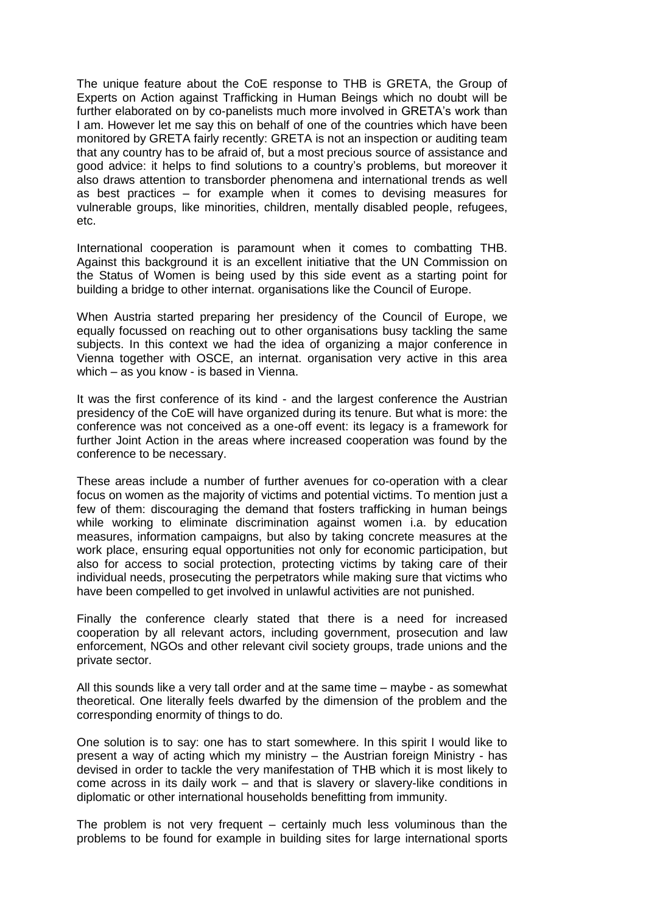The unique feature about the CoE response to THB is GRETA, the Group of Experts on Action against Trafficking in Human Beings which no doubt will be further elaborated on by co-panelists much more involved in GRETA's work than I am. However let me say this on behalf of one of the countries which have been monitored by GRETA fairly recently: GRETA is not an inspection or auditing team that any country has to be afraid of, but a most precious source of assistance and good advice: it helps to find solutions to a country's problems, but moreover it also draws attention to transborder phenomena and international trends as well as best practices – for example when it comes to devising measures for vulnerable groups, like minorities, children, mentally disabled people, refugees, etc.

International cooperation is paramount when it comes to combatting THB. Against this background it is an excellent initiative that the UN Commission on the Status of Women is being used by this side event as a starting point for building a bridge to other internat. organisations like the Council of Europe.

When Austria started preparing her presidency of the Council of Europe, we equally focussed on reaching out to other organisations busy tackling the same subjects. In this context we had the idea of organizing a major conference in Vienna together with OSCE, an internat. organisation very active in this area which – as you know - is based in Vienna.

It was the first conference of its kind - and the largest conference the Austrian presidency of the CoE will have organized during its tenure. But what is more: the conference was not conceived as a one-off event: its legacy is a framework for further Joint Action in the areas where increased cooperation was found by the conference to be necessary.

These areas include a number of further avenues for co-operation with a clear focus on women as the majority of victims and potential victims. To mention just a few of them: discouraging the demand that fosters trafficking in human beings while working to eliminate discrimination against women i.a. by education measures, information campaigns, but also by taking concrete measures at the work place, ensuring equal opportunities not only for economic participation, but also for access to social protection, protecting victims by taking care of their individual needs, prosecuting the perpetrators while making sure that victims who have been compelled to get involved in unlawful activities are not punished.

Finally the conference clearly stated that there is a need for increased cooperation by all relevant actors, including government, prosecution and law enforcement, NGOs and other relevant civil society groups, trade unions and the private sector.

All this sounds like a very tall order and at the same time – maybe - as somewhat theoretical. One literally feels dwarfed by the dimension of the problem and the corresponding enormity of things to do.

One solution is to say: one has to start somewhere. In this spirit I would like to present a way of acting which my ministry – the Austrian foreign Ministry - has devised in order to tackle the very manifestation of THB which it is most likely to come across in its daily work – and that is slavery or slavery-like conditions in diplomatic or other international households benefitting from immunity.

The problem is not very frequent – certainly much less voluminous than the problems to be found for example in building sites for large international sports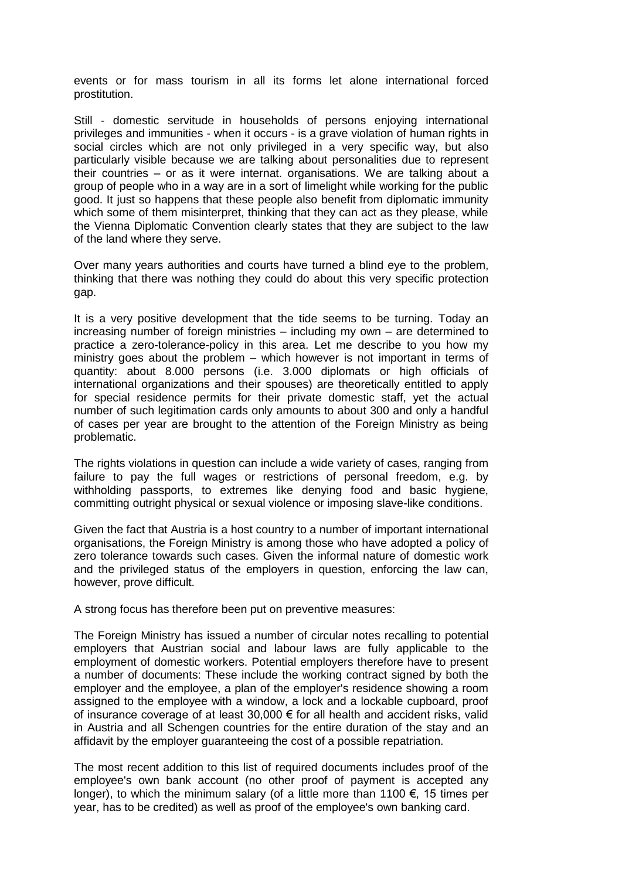events or for mass tourism in all its forms let alone international forced prostitution.

Still - domestic servitude in households of persons enjoying international privileges and immunities - when it occurs - is a grave violation of human rights in social circles which are not only privileged in a very specific way, but also particularly visible because we are talking about personalities due to represent their countries – or as it were internat. organisations. We are talking about a group of people who in a way are in a sort of limelight while working for the public good. It just so happens that these people also benefit from diplomatic immunity which some of them misinterpret, thinking that they can act as they please, while the Vienna Diplomatic Convention clearly states that they are subject to the law of the land where they serve.

Over many years authorities and courts have turned a blind eye to the problem, thinking that there was nothing they could do about this very specific protection gap.

It is a very positive development that the tide seems to be turning. Today an increasing number of foreign ministries – including my own – are determined to practice a zero-tolerance-policy in this area. Let me describe to you how my ministry goes about the problem – which however is not important in terms of quantity: about 8.000 persons (i.e. 3.000 diplomats or high officials of international organizations and their spouses) are theoretically entitled to apply for special residence permits for their private domestic staff, yet the actual number of such legitimation cards only amounts to about 300 and only a handful of cases per year are brought to the attention of the Foreign Ministry as being problematic.

The rights violations in question can include a wide variety of cases, ranging from failure to pay the full wages or restrictions of personal freedom, e.g. by withholding passports, to extremes like denying food and basic hygiene, committing outright physical or sexual violence or imposing slave-like conditions.

Given the fact that Austria is a host country to a number of important international organisations, the Foreign Ministry is among those who have adopted a policy of zero tolerance towards such cases. Given the informal nature of domestic work and the privileged status of the employers in question, enforcing the law can, however, prove difficult.

A strong focus has therefore been put on preventive measures:

The Foreign Ministry has issued a number of circular notes recalling to potential employers that Austrian social and labour laws are fully applicable to the employment of domestic workers. Potential employers therefore have to present a number of documents: These include the working contract signed by both the employer and the employee, a plan of the employer's residence showing a room assigned to the employee with a window, a lock and a lockable cupboard, proof of insurance coverage of at least 30,000 € for all health and accident risks, valid in Austria and all Schengen countries for the entire duration of the stay and an affidavit by the employer guaranteeing the cost of a possible repatriation.

The most recent addition to this list of required documents includes proof of the employee's own bank account (no other proof of payment is accepted any longer), to which the minimum salary (of a little more than 1100 €, 15 times per year, has to be credited) as well as proof of the employee's own banking card.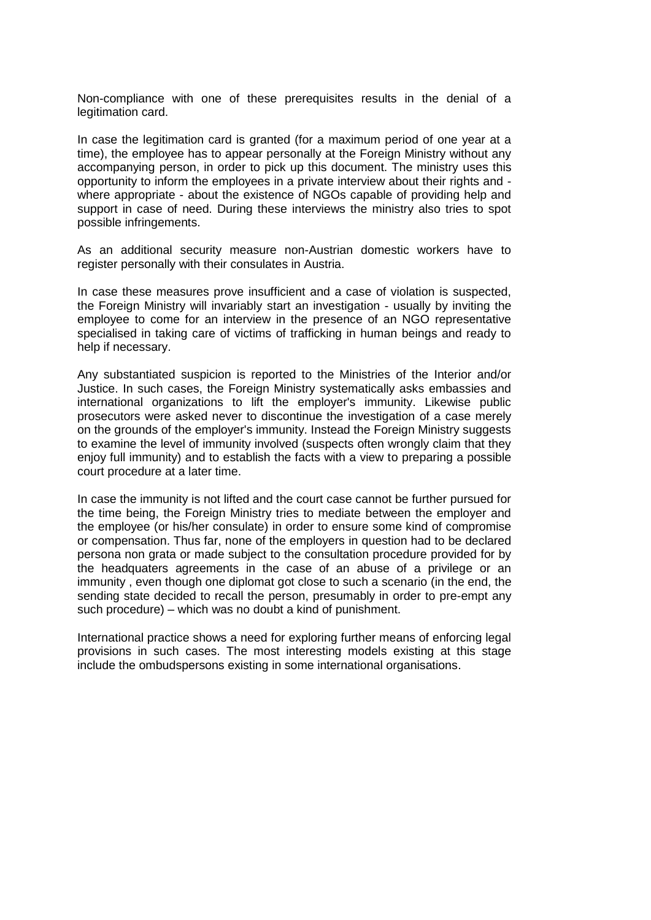Non-compliance with one of these prerequisites results in the denial of a legitimation card.

In case the legitimation card is granted (for a maximum period of one year at a time), the employee has to appear personally at the Foreign Ministry without any accompanying person, in order to pick up this document. The ministry uses this opportunity to inform the employees in a private interview about their rights and - where appropriate - about the existence of NGOs capable of providing help and support in case of need. During these interviews the ministry also tries to spot possible infringements.

As an additional security measure non-Austrian domestic workers have to register personally with their consulates in Austria.

In case these measures prove insufficient and a case of violation is suspected, the Foreign Ministry will invariably start an investigation - usually by inviting the employee to come for an interview in the presence of an NGO representative specialised in taking care of victims of trafficking in human beings and ready to help if necessary.

Any substantiated suspicion is reported to the Ministries of the Interior and/or Justice. In such cases, the Foreign Ministry systematically asks embassies and international organizations to lift the employer's immunity. Likewise public prosecutors were asked never to discontinue the investigation of a case merely on the grounds of the employer's immunity. Instead the Foreign Ministry suggests to examine the level of immunity involved (suspects often wrongly claim that they enjoy full immunity) and to establish the facts with a view to preparing a possible court procedure at a later time.

In case the immunity is not lifted and the court case cannot be further pursued for the time being, the Foreign Ministry tries to mediate between the employer and the employee (or his/her consulate) in order to ensure some kind of compromise or compensation. Thus far, none of the employers in question had to be declared persona non grata or made subject to the consultation procedure provided for by the headquaters agreements in the case of an abuse of a privilege or an immunity , even though one diplomat got close to such a scenario (in the end, the sending state decided to recall the person, presumably in order to pre-empt any such procedure) – which was no doubt a kind of punishment.

International practice shows a need for exploring further means of enforcing legal provisions in such cases. The most interesting models existing at this stage include the ombudspersons existing in some international organisations.